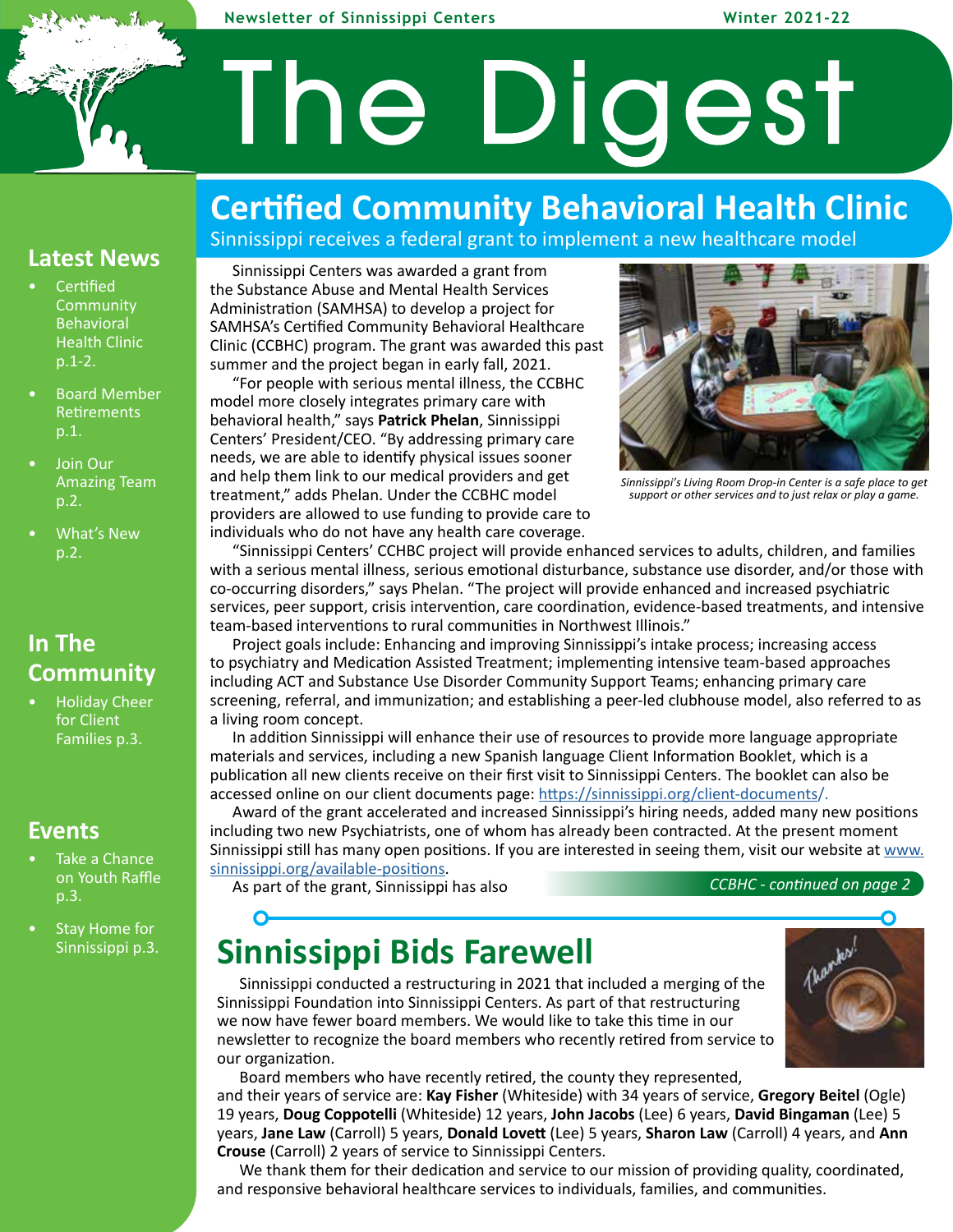Newsletter of Sinnissippi Centers — Winter 2021-22

# The Digest

## Latest News

- Certified Community Behavioral Health Clinic p.1-2.
- Board Member Retirements p.1.
- Join Our Amazing Team p.2.
- What's New p.2.

## In The Community

- Holiday Cheer for Client Families p.3.

## Events

- Take a Chance on Youth Raffle p.3.
- Stay Home for Sinnissippi p.3.

# Certified Community Behavioral Health Clinic

Sinnissippi receives a federal grant to implement a new healthcare model

Sinnissippi Centers was awarded a grant from the Substance Abuse and Mental Health Services Administration (SAMHSA) to develop a project for SAMHSA's Certified Community Behavioral Healthcare Clinic (CCBHC) program. The grant was awarded this past summer and the project began in early fall, 2021.

"For people with serious mental illness, the CCBHC model more closely integrates primary care with behavioral health," says **Patrick Phelan**, Sinnissippi Centers' President/CEO. "By addressing primary care needs, we are able to identify physical issues sooner and help them link to our medical providers and get treatment," adds Phelan. Under the CCBHC model providers are allowed to use funding to provide care to individuals who do not have any health care coverage.

*Sinnissippi's Living Room Drop-in Center is a safe place to get support or other services and to just relax or play a game.*

"Sinnissippi Centers' CCBHC project will provide enhanced services to adults, children, and families with a serious mental illness, serious emotional disturbance, substance use disorder, and/or those with co-occurring disorders," says Phelan. "The project will provide enhanced and increased psychiatric services, peer support, crisis intervention, care coordination, evidence-based treatments, and intensive team-based interventions to rural communities in Northwest Illinois."

Project goals include: Enhancing and improving Sinnissippi's intake process; increasing access to psychiatry and Medication Assisted Treatment; implementing intensive team-based approaches including ACT and Substance Use Disorder Community Support Teams; enhancing primary care screening, referral, and immunization; and establishing a peer-led clubhouse model, also referred to as a living room concept.

In addition Sinnissippi will enhance their use of resources to provide more language appropriate materials and services, including a new Spanish language Client Information Booklet, which is a publication all new clients receive on their first visit to Sinnissippi Centers. The booklet can also be accessed online on our client documents page: https://sinnissippi.org/client-documents/.

Award of the grant accelerated and increased Sinnissippi's hiring needs, added many new positions including two new Psychiatrists, one of whom has already been contracted. At the present moment Sinnissippi still has many open positions. If you are interested in seeing them, visit our website at www.sinnissippi.org/available-positions.

As part of the grant, Sinnissippi has also

*CCBHC - continued on page 2*

# Sinnissippi Bids Farewell

Sinnissippi conducted a restructuring in 2021 that included a merging of the Sinnissippi Foundation into Sinnissippi Centers. As part of that restructuring we now have fewer board members. We would like to take this time in our newsletter to recognize the board members who recently retired from service to our organization.

Board members who have recently retired, the county they represented, and their years of service are: **Kay Fisher** (Whiteside) with 34 years of service, **Gregory Beitel** (Ogle) 19 years, **Doug Coppotelli** (Whiteside) 12 years, **John Jacobs** (Lee) 6 years, **David Bingaman** (Lee) 5 years, **Jane Law** (Carroll) 5 years, **Donald Lovett** (Lee) 5 years, **Sharon Law** (Carroll) 4 years, and **Ann Crouse** (Carroll) 2 years of service to Sinnissippi Centers.

We thank them for their dedication and service to our mission of providing quality, coordinated, and responsive behavioral healthcare services to individuals, families, and communities.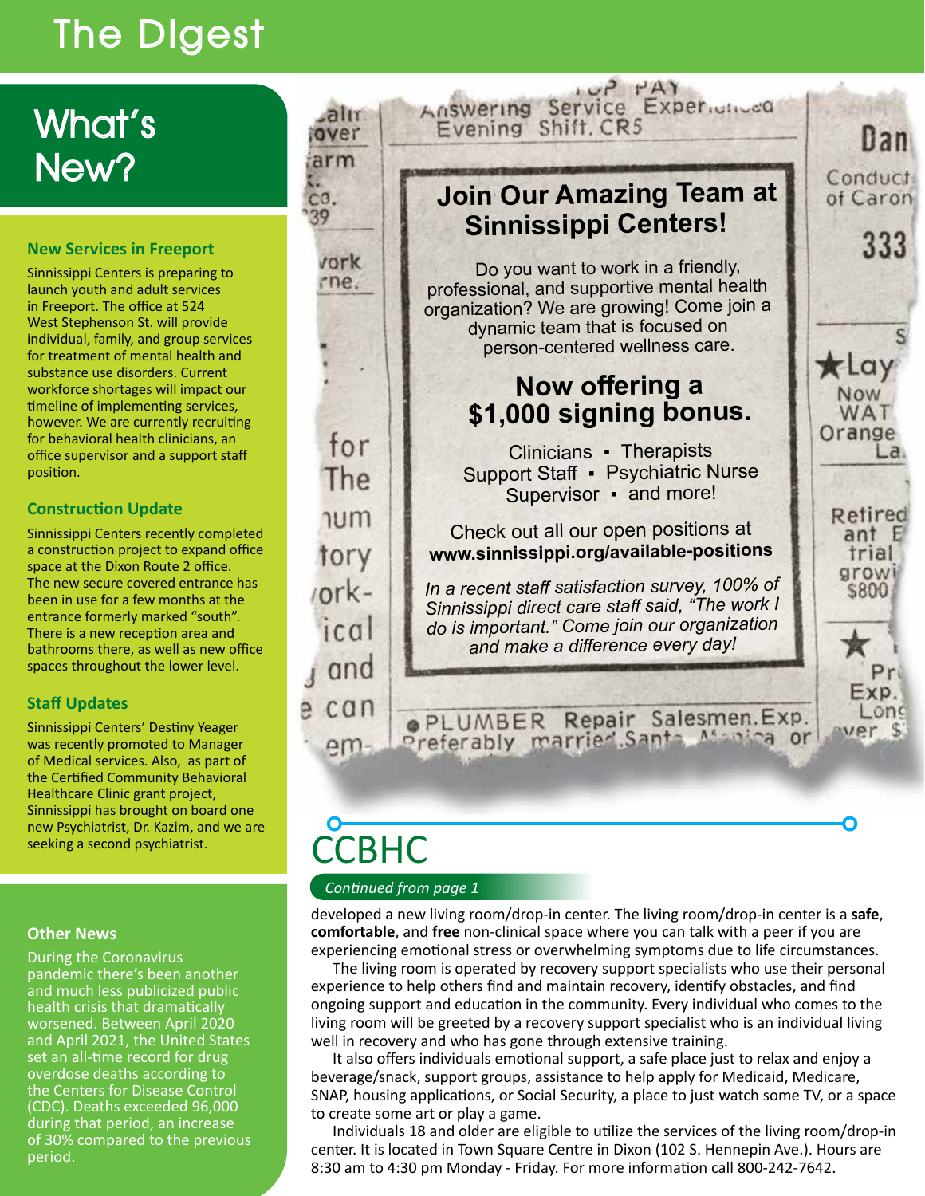# The Digest

## What's New?

### New Services in Freeport

Sinnissippi Centers is preparing to launch youth and adult services in Freeport. The office at 524 West Stephenson St. will provide individual, family, and group services for treatment of mental health and substance use disorders. Current workforce shortages will impact our timeline of implementing services, however. We are currently recruiting for behavioral health clinicians, an office supervisor and a support staff position.

### Construction Update

Sinnissippi Centers recently completed a construction project to expand office space at the Dixon Route 2 office. The new secure covered entrance has been in use for a few months at the entrance formerly marked "south". There is a new reception area and bathrooms there, as well as new office spaces throughout the lower level.

### Staff Updates

Sinnissippi Centers' Destiny Yeager was recently promoted to Manager of Medical services. Also, as part of the Certified Community Behavioral Healthcare Clinic grant project, Sinnissippi has brought on board one new Psychiatrist, Dr. Kazim, and we are seeking a second psychiatrist.

### Other News

During the Coronavirus pandemic there's been another and much less publicized public health crisis that dramatically worsened. Between April 2020 and April 2021, the United States set an all-time record for drug overdose deaths according to the Centers for Disease Control (CDC). Deaths exceeded 96,000 during that period, an increase of 30% compared to the previous period.

## Join Our Amazing Team at Sinnissippi Centers!

Do you want to work in a friendly, professional, and supportive mental health organization? We are growing! Come join a dynamic team that is focused on person-centered wellness care.

**Now offering a $1,000 signing bonus.**

Clinicians ▪ Therapists
Support Staff ▪ Psychiatric Nurse
Supervisor ▪ and more!

Check out all our open positions at **www.sinnissippi.org/available-positions**

*In a recent staff satisfaction survey, 100% of Sinnissippi direct care staff said, "The work I do is important." Come join our organization and make a difference every day!*

## CCBHC

*Continued from page 1*

developed a new living room/drop-in center. The living room/drop-in center is a **safe**, **comfortable**, and **free** non-clinical space where you can talk with a peer if you are experiencing emotional stress or overwhelming symptoms due to life circumstances.

The living room is operated by recovery support specialists who use their personal experience to help others find and maintain recovery, identify obstacles, and find ongoing support and education in the community. Every individual who comes to the living room will be greeted by a recovery support specialist who is an individual living well in recovery and who has gone through extensive training.

It also offers individuals emotional support, a safe place just to relax and enjoy a beverage/snack, support groups, assistance to help apply for Medicaid, Medicare, SNAP, housing applications, or Social Security, a place to just watch some TV, or a space to create some art or play a game.

Individuals 18 and older are eligible to utilize the services of the living room/drop-in center. It is located in Town Square Centre in Dixon (102 S. Hennepin Ave.). Hours are 8:30 am to 4:30 pm Monday - Friday. For more information call 800-242-7642.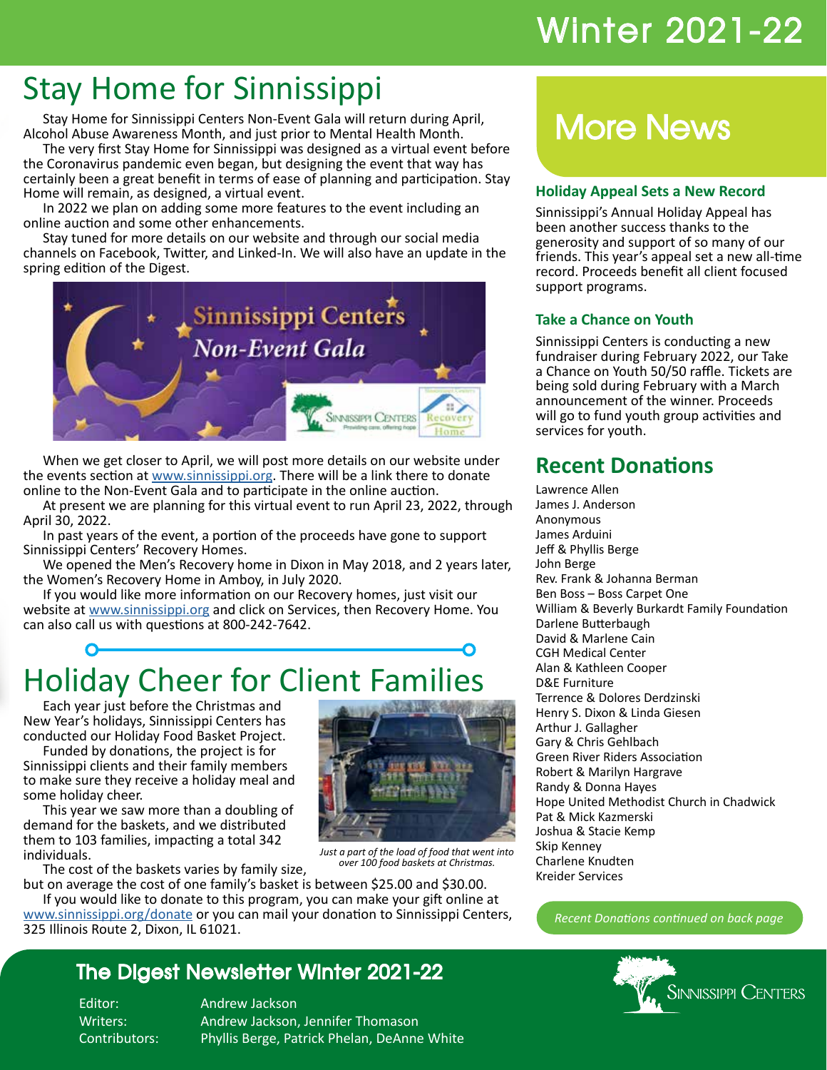# Winter 2021-22

## Stay Home for Sinnissippi

Stay Home for Sinnissippi Centers Non-Event Gala will return during April, Alcohol Abuse Awareness Month, and just prior to Mental Health Month.

The very first Stay Home for Sinnissippi was designed as a virtual event before the Coronavirus pandemic even began, but designing the event that way has certainly been a great benefit in terms of ease of planning and participation. Stay Home will remain, as designed, a virtual event.

In 2022 we plan on adding some more features to the event including an online auction and some other enhancements.

Stay tuned for more details on our website and through our social media channels on Facebook, Twitter, and Linked-In. We will also have an update in the spring edition of the Digest.

When we get closer to April, we will post more details on our website under the events section at www.sinnissippi.org. There will be a link there to donate online to the Non-Event Gala and to participate in the online auction.

At present we are planning for this virtual event to run April 23, 2022, through April 30, 2022.

In past years of the event, a portion of the proceeds have gone to support Sinnissippi Centers' Recovery Homes.

We opened the Men's Recovery home in Dixon in May 2018, and 2 years later, the Women's Recovery Home in Amboy, in July 2020.

If you would like more information on our Recovery homes, just visit our website at www.sinnissippi.org and click on Services, then Recovery Home. You can also call us with questions at 800-242-7642.

## Holiday Cheer for Client Families

Each year just before the Christmas and New Year's holidays, Sinnissippi Centers has conducted our Holiday Food Basket Project.

Funded by donations, the project is for Sinnissippi clients and their family members to make sure they receive a holiday meal and some holiday cheer.

This year we saw more than a doubling of demand for the baskets, and we distributed them to 103 families, impacting a total 342 individuals.

*Just a part of the load of food that went into over 100 food baskets at Christmas.*

The cost of the baskets varies by family size, but on average the cost of one family's basket is between $25.00 and $30.00.

If you would like to donate to this program, you can make your gift online at www.sinnissippi.org/donate or you can mail your donation to Sinnissippi Centers, 325 Illinois Route 2, Dixon, IL 61021.

## More News

### Holiday Appeal Sets a New Record

Sinnissippi's Annual Holiday Appeal has been another success thanks to the generosity and support of so many of our friends. This year's appeal set a new all-time record. Proceeds benefit all client focused support programs.

### Take a Chance on Youth

Sinnissippi Centers is conducting a new fundraiser during February 2022, our Take a Chance on Youth 50/50 raffle. Tickets are being sold during February with a March announcement of the winner. Proceeds will go to fund youth group activities and services for youth.

## Recent Donations

Lawrence Allen
James J. Anderson
Anonymous
James Arduini
Jeff & Phyllis Berge
John Berge
Rev. Frank & Johanna Berman
Ben Boss – Boss Carpet One
William & Beverly Burkardt Family Foundation
Darlene Butterbaugh
David & Marlene Cain
CGH Medical Center
Alan & Kathleen Cooper
D&E Furniture
Terrence & Dolores Derdzinski
Henry S. Dixon & Linda Giesen
Arthur J. Gallagher
Gary & Chris Gehlbach
Green River Riders Association
Robert & Marilyn Hargrave
Randy & Donna Hayes
Hope United Methodist Church in Chadwick
Pat & Mick Kazmerski
Joshua & Stacie Kemp
Skip Kenney
Charlene Knudten
Kreider Services

*Recent Donations continued on back page*

## The Digest Newsletter Winter 2021-22

Editor: Andrew Jackson
Writers: Andrew Jackson, Jennifer Thomason
Contributors: Phyllis Berge, Patrick Phelan, DeAnne White

Sinnissippi Centers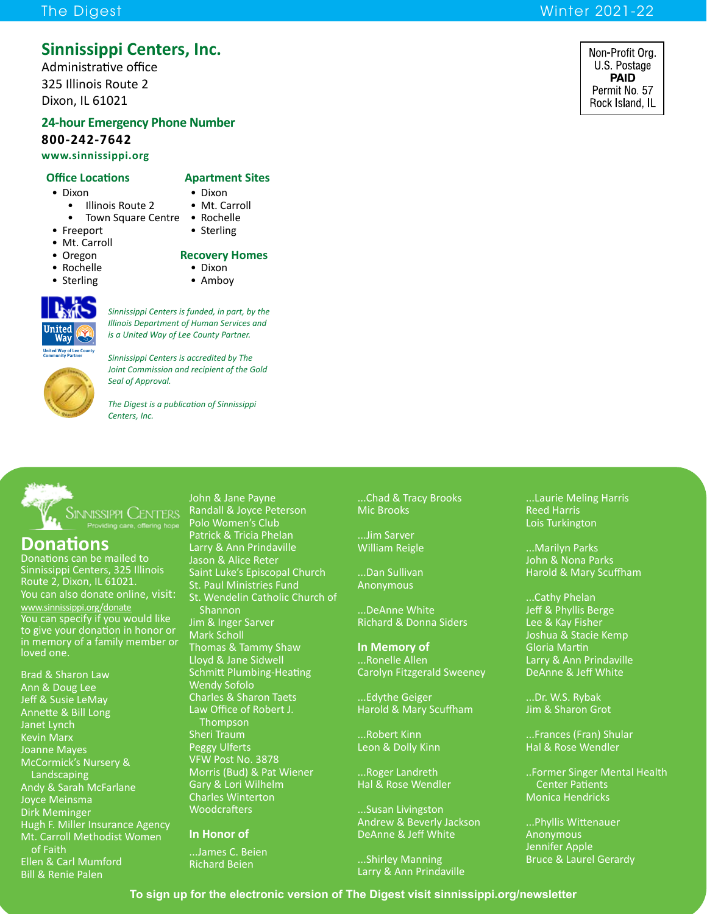## Sinnissippi Centers, Inc.

Administrative office
325 Illinois Route 2
Dixon, IL 61021

**24-hour Emergency Phone Number**
**800-242-7642**
**www.sinnissippi.org**

Non-Profit Org.
U.S. Postage
**PAID**
Permit No. 57
Rock Island, IL

### Office Locations

- Dixon
  - Illinois Route 2
  - Town Square Centre
- Freeport
- Mt. Carroll
- Oregon
- Rochelle
- Sterling

### Apartment Sites

- Dixon
- Mt. Carroll
- Rochelle
- Sterling

### Recovery Homes

- Dixon
- Amboy

*Sinnissippi Centers is funded, in part, by the Illinois Department of Human Services and is a United Way of Lee County Partner.*

*Sinnissippi Centers is accredited by The Joint Commission and recipient of the Gold Seal of Approval.*

*The Digest is a publication of Sinnissippi Centers, Inc.*

SINNISSIPPI CENTERS
Providing care, offering hope

# Donations

Donations can be mailed to Sinnissippi Centers, 325 Illinois Route 2, Dixon, IL 61021.
You can also donate online, visit: www.sinnissippi.org/donate
You can specify if you would like to give your donation in honor or in memory of a family member or loved one.

Brad & Sharon Law
Ann & Doug Lee
Jeff & Susie LeMay
Annette & Bill Long
Janet Lynch
Kevin Marx
Joanne Mayes
McCormick's Nursery & Landscaping
Andy & Sarah McFarlane
Joyce Meinsma
Dirk Meminger
Hugh F. Miller Insurance Agency
Mt. Carroll Methodist Women of Faith
Ellen & Carl Mumford
Bill & Renie Palen
John & Jane Payne
Randall & Joyce Peterson
Polo Women's Club
Patrick & Tricia Phelan
Larry & Ann Prindaville
Jason & Alice Reter
Saint Luke's Episcopal Church
St. Paul Ministries Fund
St. Wendelin Catholic Church of Shannon
Jim & Inger Sarver
Mark Scholl
Thomas & Tammy Shaw
Lloyd & Jane Sidwell
Schmitt Plumbing-Heating
Wendy Sofolo
Charles & Sharon Taets
Law Office of Robert J. Thompson
Sheri Traum
Peggy Ulferts
VFW Post No. 3878
Morris (Bud) & Pat Wiener
Gary & Lori Wilhelm
Charles Winterton
Woodcrafters

### In Honor of

...James C. Beien
Richard Beien

...Chad & Tracy Brooks
Mic Brooks

...Jim Sarver
William Reigle

...Dan Sullivan
Anonymous

...DeAnne White
Richard & Donna Siders

### In Memory of

...Ronelle Allen
Carolyn Fitzgerald Sweeney

...Edythe Geiger
Harold & Mary Scuffham

...Robert Kinn
Leon & Dolly Kinn

...Roger Landreth
Hal & Rose Wendler

...Susan Livingston
Andrew & Beverly Jackson
DeAnne & Jeff White

...Shirley Manning
Larry & Ann Prindaville

...Laurie Meling Harris
Reed Harris
Lois Turkington

...Marilyn Parks
John & Nona Parks
Harold & Mary Scuffham

...Cathy Phelan
Jeff & Phyllis Berge
Lee & Kay Fisher
Joshua & Stacie Kemp
Gloria Martin
Larry & Ann Prindaville
DeAnne & Jeff White

...Dr. W.S. Rybak
Jim & Sharon Grot

...Frances (Fran) Shular
Hal & Rose Wendler

..Former Singer Mental Health Center Patients
Monica Hendricks

...Phyllis Wittenauer
Anonymous
Jennifer Apple
Bruce & Laurel Gerardy

**To sign up for the electronic version of The Digest visit sinnissippi.org/newsletter**